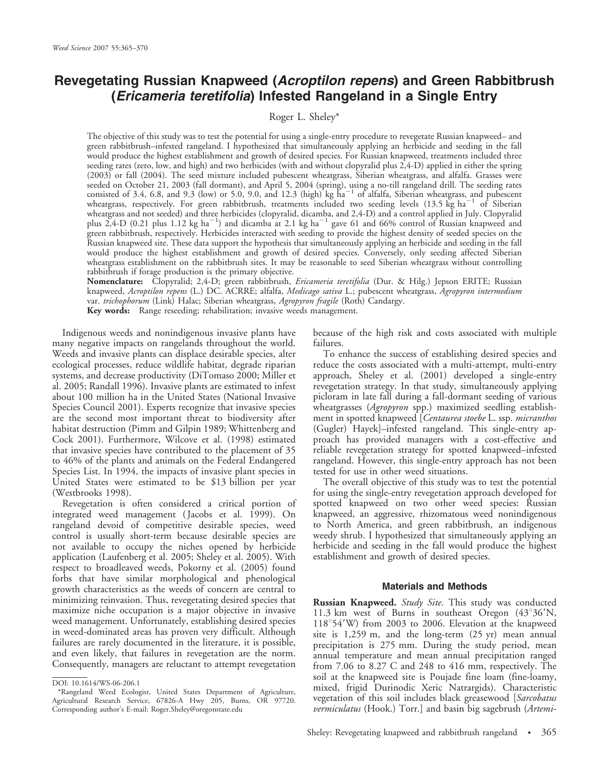# Revegetating Russian Knapweed (*Acroptilon repens*) and Green Rabbitbrush (*Ericameria teretifolia*) Infested Rangeland in a Single Entry

Roger L. Sheley*

The objective of this study was to test the potential for using a single-entry procedure to revegetate Russian knapweed– and green rabbitbrush–infested rangeland. I hypothesized that simultaneously applying an herbicide and seeding in the fall would produce the highest establishment and growth of desired species. For Russian knapweed, treatments included three seeding rates (zero, low, and high) and two herbicides (with and without clopyralid plus 2,4-D) applied in either the spring (2003) or fall (2004). The seed mixture included pubescent wheatgrass, Siberian wheatgrass, and alfalfa. Grasses were seeded on October 21, 2003 (fall dormant), and April 5, 2004 (spring), using a no-till rangeland drill. The seeding rates consisted of 3.4, 6.8, and 9.3 (low) or 5.0, 9.0, and 12.3 (high) kg ha$^{-1}$ of alfalfa, Siberian wheatgrass, and pubescent wheatgrass, respectively. For green rabbitbrush, treatments included two seeding levels (13.5 kg ha$^{-1}$ of Siberian wheatgrass and not seeded) and three herbicides (clopyralid, dicamba, and 2,4-D) and a control applied in July. Clopyralid plus 2,4-D (0.21 plus 1.12 kg ha$^{-1}$) and dicamba at 2.1 kg ha$^{-1}$ gave 61 and 66% control of Russian knapweed and green rabbitbrush, respectively. Herbicides interacted with seeding to provide the highest density of seeded species on the Russian knapweed site. These data support the hypothesis that simultaneously applying an herbicide and seeding in the fall would produce the highest establishment and growth of desired species. Conversely, only seeding affected Siberian wheatgrass establishment on the rabbitbrush sites. It may be reasonable to seed Siberian wheatgrass without controlling rabbitbrush if forage production is the primary objective.

**Nomenclature:** Clopyralid; 2,4-D; green rabbitbrush, *Ericameria teretifolia* (Dur. & Hilg.) Jepson ERITE; Russian knapweed, *Acroptilon repens* (L.) DC. ACRRE; alfalfa, *Medicago sativa* L.; pubescent wheatgrass, *Agropyron intermedium* var. *trichophorum* (Link) Halac; Siberian wheatgrass, *Agropyron fragile* (Roth) Candargy.

**Key words:** Range reseeding; rehabilitation; invasive weeds management.

Indigenous weeds and nonindigenous invasive plants have many negative impacts on rangelands throughout the world. Weeds and invasive plants can displace desirable species, alter ecological processes, reduce wildlife habitat, degrade riparian systems, and decrease productivity (DiTomaso 2000; Miller et al. 2005; Randall 1996). Invasive plants are estimated to infest about 100 million ha in the United States (National Invasive Species Council 2001). Experts recognize that invasive species are the second most important threat to biodiversity after habitat destruction (Pimm and Gilpin 1989; Whittenberg and Cock 2001). Furthermore, Wilcove et al. (1998) estimated that invasive species have contributed to the placement of 35 to 46% of the plants and animals on the Federal Endangered Species List. In 1994, the impacts of invasive plant species in United States were estimated to be $13 billion per year (Westbrooks 1998).

Revegetation is often considered a critical portion of integrated weed management (Jacobs et al. 1999). On rangeland devoid of competitive desirable species, weed control is usually short-term because desirable species are not available to occupy the niches opened by herbicide application (Laufenberg et al. 2005; Sheley et al. 2005). With respect to broadleaved weeds, Pokorny et al. (2005) found forbs that have similar morphological and phenological growth characteristics as the weeds of concern are central to minimizing reinvasion. Thus, revegetating desired species that maximize niche occupation is a major objective in invasive weed management. Unfortunately, establishing desired species in weed-dominated areas has proven very difficult. Although failures are rarely documented in the literature, it is possible, and even likely, that failures in revegetation are the norm. Consequently, managers are reluctant to attempt revegetation because of the high risk and costs associated with multiple failures.

To enhance the success of establishing desired species and reduce the costs associated with a multi-attempt, multi-entry approach, Sheley et al. (2001) developed a single-entry revegetation strategy. In that study, simultaneously applying picloram in late fall during a fall-dormant seeding of various wheatgrasses (*Agropyron* spp.) maximized seedling establishment in spotted knapweed [*Centaurea stoebe* L. ssp. *micranthos* (Gugler) Hayek]–infested rangeland. This single-entry approach has provided managers with a cost-effective and reliable revegetation strategy for spotted knapweed–infested rangeland. However, this single-entry approach has not been tested for use in other weed situations.

The overall objective of this study was to test the potential for using the single-entry revegetation approach developed for spotted knapweed on two other weed species: Russian knapweed, an aggressive, rhizomatous weed nonindigenous to North America, and green rabbitbrush, an indigenous weedy shrub. I hypothesized that simultaneously applying an herbicide and seeding in the fall would produce the highest establishment and growth of desired species.

## Materials and Methods

**Russian Knapweed.** *Study Site.* This study was conducted 11.3 km west of Burns in southeast Oregon (43°36′N, 118°54′W) from 2003 to 2006. Elevation at the knapweed site is 1,259 m, and the long-term (25 yr) mean annual precipitation is 275 mm. During the study period, mean annual temperature and mean annual precipitation ranged from 7.06 to 8.27 C and 248 to 416 mm, respectively. The soil at the knapweed site is Poujade fine loam (fine-loamy, mixed, frigid Durinodic Xeric Natrargids). Characteristic vegetation of this soil includes black greasewood [*Sarcobatus vermiculatus* (Hook.) Torr.] and basin big sagebrush (*Artemi-*

DOI: 10.1614/WS-06-206.1

*Rangeland Weed Ecologist, United States Department of Agriculture, Agricultural Research Service, 67826-A Hwy 205, Burns, OR 97720. Corresponding author's E-mail: Roger.Sheley@oregonstate.edu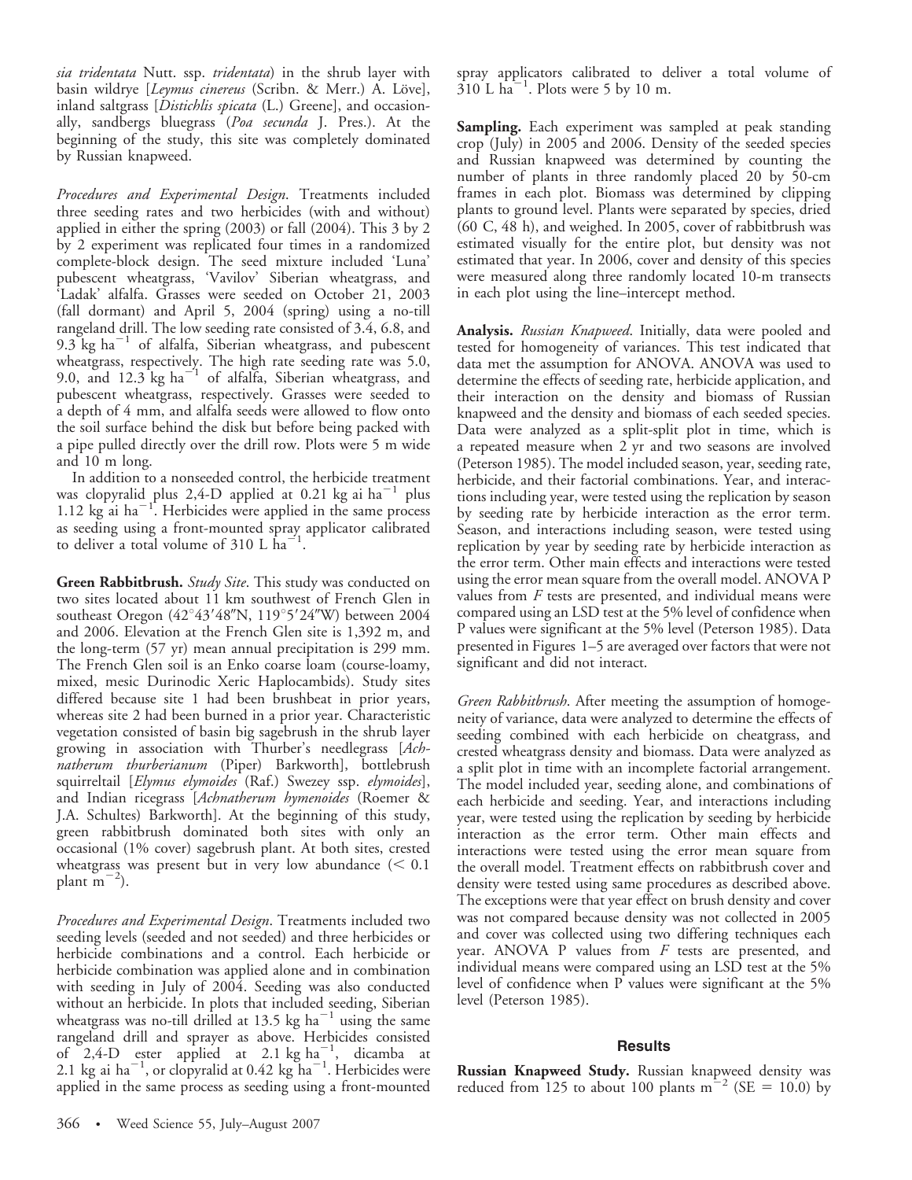*sia tridentata* Nutt. ssp. *tridentata*) in the shrub layer with basin wildrye [*Leymus cinereus* (Scribn. & Merr.) A. Löve], inland saltgrass [*Distichlis spicata* (L.) Greene], and occasionally, sandbergs bluegrass (*Poa secunda* J. Pres.). At the beginning of the study, this site was completely dominated by Russian knapweed.

*Procedures and Experimental Design*. Treatments included three seeding rates and two herbicides (with and without) applied in either the spring (2003) or fall (2004). This 3 by 2 by 2 experiment was replicated four times in a randomized complete-block design. The seed mixture included 'Luna' pubescent wheatgrass, 'Vavilov' Siberian wheatgrass, and 'Ladak' alfalfa. Grasses were seeded on October 21, 2003 (fall dormant) and April 5, 2004 (spring) using a no-till rangeland drill. The low seeding rate consisted of 3.4, 6.8, and 9.3 kg ha$^{-1}$ of alfalfa, Siberian wheatgrass, and pubescent wheatgrass, respectively. The high rate seeding rate was 5.0, 9.0, and 12.3 kg ha$^{-1}$ of alfalfa, Siberian wheatgrass, and pubescent wheatgrass, respectively. Grasses were seeded to a depth of 4 mm, and alfalfa seeds were allowed to flow onto the soil surface behind the disk but before being packed with a pipe pulled directly over the drill row. Plots were 5 m wide and 10 m long.

In addition to a nonseeded control, the herbicide treatment was clopyralid plus 2,4-D applied at 0.21 kg ai ha$^{-1}$ plus 1.12 kg ai ha$^{-1}$. Herbicides were applied in the same process as seeding using a front-mounted spray applicator calibrated to deliver a total volume of 310 L ha$^{-1}$.

**Green Rabbitbrush.** *Study Site*. This study was conducted on two sites located about 11 km southwest of French Glen in southeast Oregon (42°43′48″N, 119°5′24″W) between 2004 and 2006. Elevation at the French Glen site is 1,392 m, and the long-term (57 yr) mean annual precipitation is 299 mm. The French Glen soil is an Enko coarse loam (course-loamy, mixed, mesic Durinodic Xeric Haplocambids). Study sites differed because site 1 had been brushbeat in prior years, whereas site 2 had been burned in a prior year. Characteristic vegetation consisted of basin big sagebrush in the shrub layer growing in association with Thurber's needlegrass [*Achnatherum thurberianum* (Piper) Barkworth], bottlebrush squirreltail [*Elymus elymoides* (Raf.) Swezey ssp. *elymoides*], and Indian ricegrass [*Achnatherum hymenoides* (Roemer & J.A. Schultes) Barkworth]. At the beginning of this study, green rabbitbrush dominated both sites with only an occasional (1% cover) sagebrush plant. At both sites, crested wheatgrass was present but in very low abundance (< 0.1 plant m$^{-2}$).

*Procedures and Experimental Design*. Treatments included two seeding levels (seeded and not seeded) and three herbicides or herbicide combinations and a control. Each herbicide or herbicide combination was applied alone and in combination with seeding in July of 2004. Seeding was also conducted without an herbicide. In plots that included seeding, Siberian wheatgrass was no-till drilled at 13.5 kg ha$^{-1}$ using the same rangeland drill and sprayer as above. Herbicides consisted of 2,4-D ester applied at 2.1 kg ha$^{-1}$, dicamba at 2.1 kg ai ha$^{-1}$, or clopyralid at 0.42 kg ha$^{-1}$. Herbicides were applied in the same process as seeding using a front-mounted spray applicators calibrated to deliver a total volume of 310 L ha$^{-1}$. Plots were 5 by 10 m.

**Sampling.** Each experiment was sampled at peak standing crop (July) in 2005 and 2006. Density of the seeded species and Russian knapweed was determined by counting the number of plants in three randomly placed 20 by 50-cm frames in each plot. Biomass was determined by clipping plants to ground level. Plants were separated by species, dried (60 C, 48 h), and weighed. In 2005, cover of rabbitbrush was estimated visually for the entire plot, but density was not estimated that year. In 2006, cover and density of this species were measured along three randomly located 10-m transects in each plot using the line–intercept method.

**Analysis.** *Russian Knapweed*. Initially, data were pooled and tested for homogeneity of variances. This test indicated that data met the assumption for ANOVA. ANOVA was used to determine the effects of seeding rate, herbicide application, and their interaction on the density and biomass of Russian knapweed and the density and biomass of each seeded species. Data were analyzed as a split-split plot in time, which is a repeated measure when 2 yr and two seasons are involved (Peterson 1985). The model included season, year, seeding rate, herbicide, and their factorial combinations. Year, and interactions including year, were tested using the replication by season by seeding rate by herbicide interaction as the error term. Season, and interactions including season, were tested using replication by year by seeding rate by herbicide interaction as the error term. Other main effects and interactions were tested using the error mean square from the overall model. ANOVA P values from *F* tests are presented, and individual means were compared using an LSD test at the 5% level of confidence when P values were significant at the 5% level (Peterson 1985). Data presented in Figures 1–5 are averaged over factors that were not significant and did not interact.

*Green Rabbitbrush*. After meeting the assumption of homogeneity of variance, data were analyzed to determine the effects of seeding combined with each herbicide on cheatgrass, and crested wheatgrass density and biomass. Data were analyzed as a split plot in time with an incomplete factorial arrangement. The model included year, seeding alone, and combinations of each herbicide and seeding. Year, and interactions including year, were tested using the replication by seeding by herbicide interaction as the error term. Other main effects and interactions were tested using the error mean square from the overall model. Treatment effects on rabbitbrush cover and density were tested using same procedures as described above. The exceptions were that year effect on brush density and cover was not compared because density was not collected in 2005 and cover was collected using two differing techniques each year. ANOVA P values from *F* tests are presented, and individual means were compared using an LSD test at the 5% level of confidence when P values were significant at the 5% level (Peterson 1985).

## Results

**Russian Knapweed Study.** Russian knapweed density was reduced from 125 to about 100 plants m$^{-2}$ (SE = 10.0) by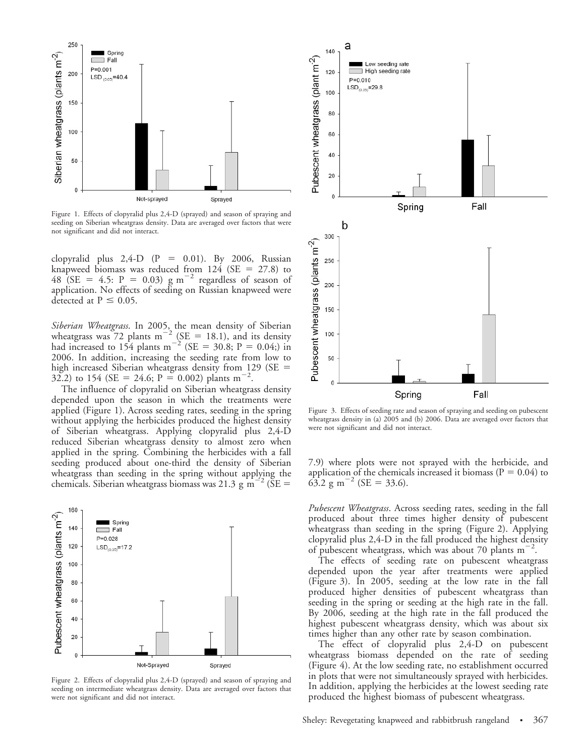Figure 1. Effects of clopyralid plus 2,4-D (sprayed) and season of spraying and seeding on Siberian wheatgrass density. Data are averaged over factors that were not significant and did not interact.

clopyralid plus 2,4-D ($P = 0.01$). By 2006, Russian knapweed biomass was reduced from 124 (SE = 27.8) to 48 (SE = 4.5: $P = 0.03$) g $m^{-2}$ regardless of season of application. No effects of seeding on Russian knapweed were detected at $P \leq 0.05$.

*Siberian Wheatgrass*. In 2005, the mean density of Siberian wheatgrass was 72 plants $m^{-2}$ (SE = 18.1), and its density had increased to 154 plants $m^{-2}$ (SE = 30.8; $P = 0.04$;) in 2006. In addition, increasing the seeding rate from low to high increased Siberian wheatgrass density from 129 (SE = 32.2) to 154 (SE = 24.6; $P = 0.002$) plants $m^{-2}$.

The influence of clopyralid on Siberian wheatgrass density depended upon the season in which the treatments were applied (Figure 1). Across seeding rates, seeding in the spring without applying the herbicides produced the highest density of Siberian wheatgrass. Applying clopyralid plus 2,4-D reduced Siberian wheatgrass density to almost zero when applied in the spring. Combining the herbicides with a fall seeding produced about one-third the density of Siberian wheatgrass than seeding in the spring without applying the chemicals. Siberian wheatgrass biomass was 21.3 g $m^{-2}$ (SE = 7.9) where plots were not sprayed with the herbicide, and application of the chemicals increased it biomass ($P = 0.04$) to 63.2 g $m^{-2}$ (SE = 33.6).

Figure 2. Effects of clopyralid plus 2,4-D (sprayed) and season of spraying and seeding on intermediate wheatgrass density. Data are averaged over factors that were not significant and did not interact.

Figure 3. Effects of seeding rate and season of spraying and seeding on pubescent wheatgrass density in (a) 2005 and (b) 2006. Data are averaged over factors that were not significant and did not interact.

*Pubescent Wheatgrass*. Across seeding rates, seeding in the fall produced about three times higher density of pubescent wheatgrass than seeding in the spring (Figure 2). Applying clopyralid plus 2,4-D in the fall produced the highest density of pubescent wheatgrass, which was about 70 plants $m^{-2}$.

The effects of seeding rate on pubescent wheatgrass depended upon the year after treatments were applied (Figure 3). In 2005, seeding at the low rate in the fall produced higher densities of pubescent wheatgrass than seeding in the spring or seeding at the high rate in the fall. By 2006, seeding at the high rate in the fall produced the highest pubescent wheatgrass density, which was about six times higher than any other rate by season combination.

The effect of clopyralid plus 2,4-D on pubescent wheatgrass biomass depended on the rate of seeding (Figure 4). At the low seeding rate, no establishment occurred in plots that were not simultaneously sprayed with herbicides. In addition, applying the herbicides at the lowest seeding rate produced the highest biomass of pubescent wheatgrass.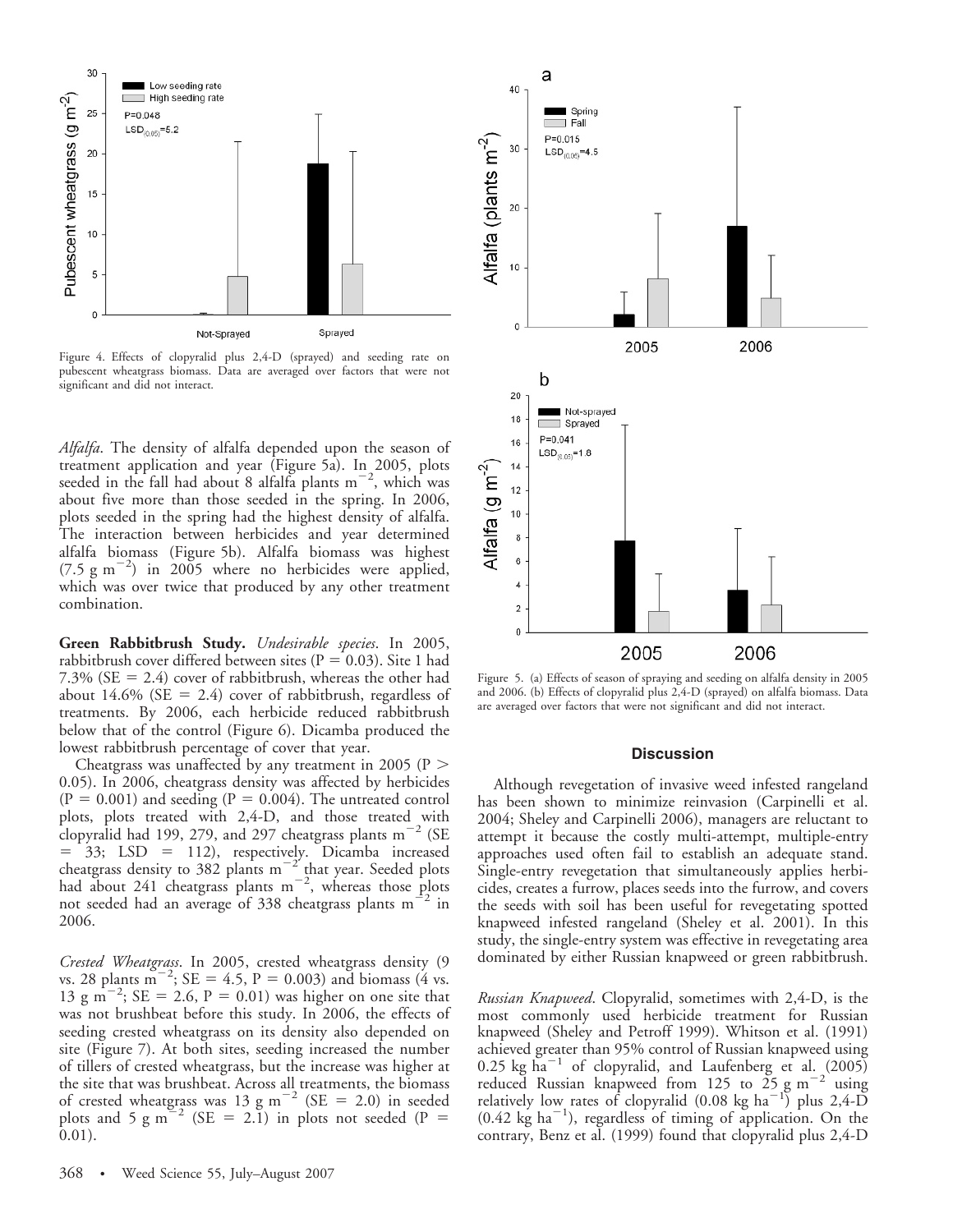Figure 4. Effects of clopyralid plus 2,4-D (sprayed) and seeding rate on pubescent wheatgrass biomass. Data are averaged over factors that were not significant and did not interact.

*Alfalfa*. The density of alfalfa depended upon the season of treatment application and year (Figure 5a). In 2005, plots seeded in the fall had about 8 alfalfa plants $m^{-2}$, which was about five more than those seeded in the spring. In 2006, plots seeded in the spring had the highest density of alfalfa. The interaction between herbicides and year determined alfalfa biomass (Figure 5b). Alfalfa biomass was highest (7.5 g $m^{-2}$) in 2005 where no herbicides were applied, which was over twice that produced by any other treatment combination.

**Green Rabbitbrush Study.** *Undesirable species*. In 2005, rabbitbrush cover differed between sites ($P = 0.03$). Site 1 had 7.3% ($SE = 2.4$) cover of rabbitbrush, whereas the other had about 14.6% ($SE = 2.4$) cover of rabbitbrush, regardless of treatments. By 2006, each herbicide reduced rabbitbrush below that of the control (Figure 6). Dicamba produced the lowest rabbitbrush percentage of cover that year.

Cheatgrass was unaffected by any treatment in 2005 ($P > 0.05$). In 2006, cheatgrass density was affected by herbicides ($P = 0.001$) and seeding ($P = 0.004$). The untreated control plots, plots treated with 2,4-D, and those treated with clopyralid had 199, 279, and 297 cheatgrass plants $m^{-2}$ ($SE = 33$; $LSD = 112$), respectively. Dicamba increased cheatgrass density to 382 plants $m^{-2}$ that year. Seeded plots had about 241 cheatgrass plants $m^{-2}$, whereas those plots not seeded had an average of 338 cheatgrass plants $m^{-2}$ in 2006.

*Crested Wheatgrass*. In 2005, crested wheatgrass density (9 vs. 28 plants $m^{-2}$; $SE = 4.5$, $P = 0.003$) and biomass (4 vs. 13 g $m^{-2}$; $SE = 2.6$, $P = 0.01$) was higher on one site that was not brushbeat before this study. In 2006, the effects of seeding crested wheatgrass on its density also depended on site (Figure 7). At both sites, seeding increased the number of tillers of crested wheatgrass, but the increase was higher at the site that was brushbeat. Across all treatments, the biomass of crested wheatgrass was 13 g $m^{-2}$ ($SE = 2.0$) in seeded plots and 5 g $m^{-2}$ ($SE = 2.1$) in plots not seeded ($P = 0.01$).

Figure 5. (a) Effects of season of spraying and seeding on alfalfa density in 2005 and 2006. (b) Effects of clopyralid plus 2,4-D (sprayed) on alfalfa biomass. Data are averaged over factors that were not significant and did not interact.

## Discussion

Although revegetation of invasive weed infested rangeland has been shown to minimize reinvasion (Carpinelli et al. 2004; Sheley and Carpinelli 2006), managers are reluctant to attempt it because the costly multi-attempt, multiple-entry approaches used often fail to establish an adequate stand. Single-entry revegetation that simultaneously applies herbicides, creates a furrow, places seeds into the furrow, and covers the seeds with soil has been useful for revegetating spotted knapweed infested rangeland (Sheley et al. 2001). In this study, the single-entry system was effective in revegetating area dominated by either Russian knapweed or green rabbitbrush.

*Russian Knapweed*. Clopyralid, sometimes with 2,4-D, is the most commonly used herbicide treatment for Russian knapweed (Sheley and Petroff 1999). Whitson et al. (1991) achieved greater than 95% control of Russian knapweed using 0.25 kg $ha^{-1}$ of clopyralid, and Laufenberg et al. (2005) reduced Russian knapweed from 125 to 25 g $m^{-2}$ using relatively low rates of clopyralid (0.08 kg $ha^{-1}$) plus 2,4-D (0.42 kg $ha^{-1}$), regardless of timing of application. On the contrary, Benz et al. (1999) found that clopyralid plus 2,4-D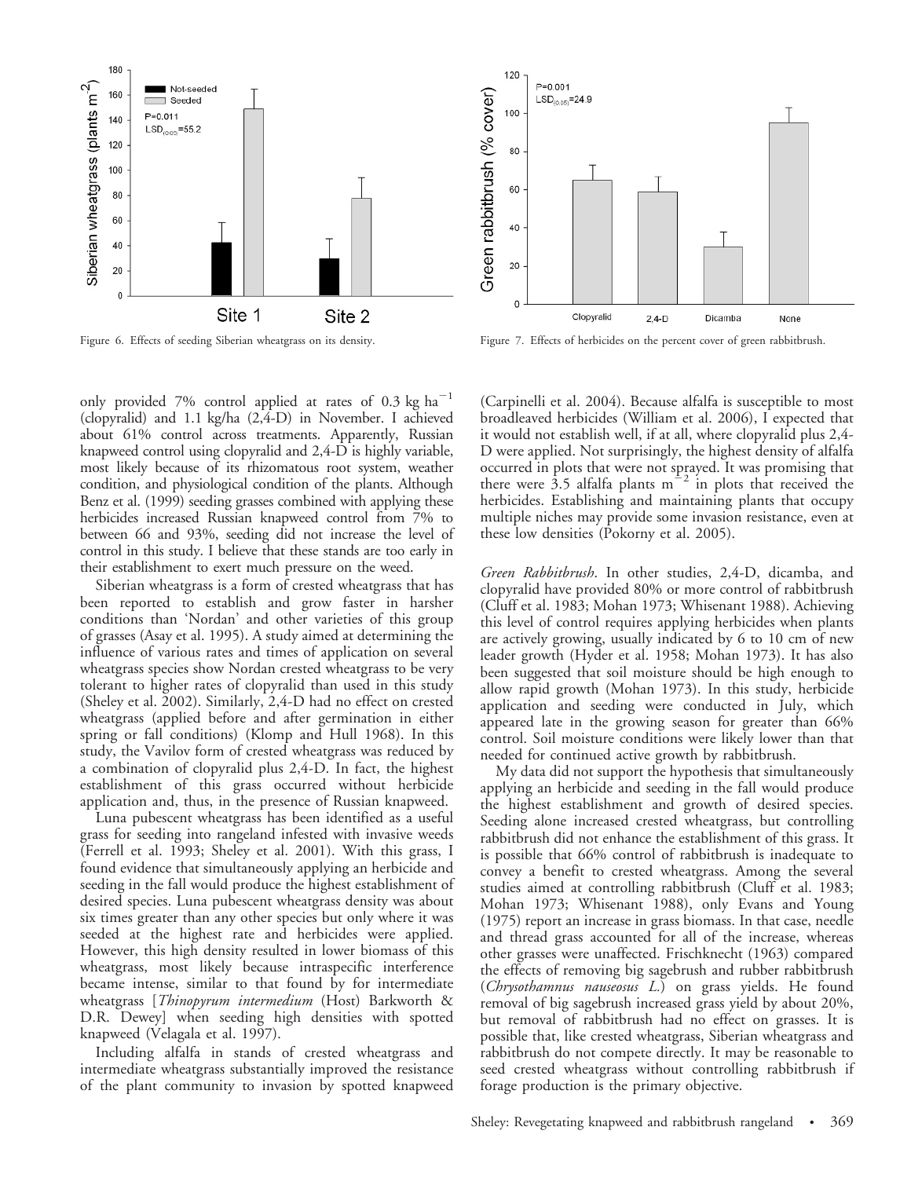Figure 6. Effects of seeding Siberian wheatgrass on its density.

Figure 7. Effects of herbicides on the percent cover of green rabbitbrush.

only provided 7% control applied at rates of 0.3 kg $ha^{-1}$ (clopyralid) and 1.1 kg/ha (2,4-D) in November. I achieved about 61% control across treatments. Apparently, Russian knapweed control using clopyralid and 2,4-D is highly variable, most likely because of its rhizomatous root system, weather condition, and physiological condition of the plants. Although Benz et al. (1999) seeding grasses combined with applying these herbicides increased Russian knapweed control from 7% to between 66 and 93%, seeding did not increase the level of control in this study. I believe that these stands are too early in their establishment to exert much pressure on the weed.

Siberian wheatgrass is a form of crested wheatgrass that has been reported to establish and grow faster in harsher conditions than 'Nordan' and other varieties of this group of grasses (Asay et al. 1995). A study aimed at determining the influence of various rates and times of application on several wheatgrass species show Nordan crested wheatgrass to be very tolerant to higher rates of clopyralid than used in this study (Sheley et al. 2002). Similarly, 2,4-D had no effect on crested wheatgrass (applied before and after germination in either spring or fall conditions) (Klomp and Hull 1968). In this study, the Vavilov form of crested wheatgrass was reduced by a combination of clopyralid plus 2,4-D. In fact, the highest establishment of this grass occurred without herbicide application and, thus, in the presence of Russian knapweed.

Luna pubescent wheatgrass has been identified as a useful grass for seeding into rangeland infested with invasive weeds (Ferrell et al. 1993; Sheley et al. 2001). With this grass, I found evidence that simultaneously applying an herbicide and seeding in the fall would produce the highest establishment of desired species. Luna pubescent wheatgrass density was about six times greater than any other species but only where it was seeded at the highest rate and herbicides were applied. However, this high density resulted in lower biomass of this wheatgrass, most likely because intraspecific interference became intense, similar to that found by for intermediate wheatgrass [*Thinopyrum intermedium* (Host) Barkworth & D.R. Dewey] when seeding high densities with spotted knapweed (Velagala et al. 1997).

Including alfalfa in stands of crested wheatgrass and intermediate wheatgrass substantially improved the resistance of the plant community to invasion by spotted knapweed (Carpinelli et al. 2004). Because alfalfa is susceptible to most broadleaved herbicides (William et al. 2006), I expected that it would not establish well, if at all, where clopyralid plus 2,4-D were applied. Not surprisingly, the highest density of alfalfa occurred in plots that were not sprayed. It was promising that there were 3.5 alfalfa plants $m^{-2}$ in plots that received the herbicides. Establishing and maintaining plants that occupy multiple niches may provide some invasion resistance, even at these low densities (Pokorny et al. 2005).

*Green Rabbitbrush*. In other studies, 2,4-D, dicamba, and clopyralid have provided 80% or more control of rabbitbrush (Cluff et al. 1983; Mohan 1973; Whisenant 1988). Achieving this level of control requires applying herbicides when plants are actively growing, usually indicated by 6 to 10 cm of new leader growth (Hyder et al. 1958; Mohan 1973). It has also been suggested that soil moisture should be high enough to allow rapid growth (Mohan 1973). In this study, herbicide application and seeding were conducted in July, which appeared late in the growing season for greater than 66% control. Soil moisture conditions were likely lower than that needed for continued active growth by rabbitbrush.

My data did not support the hypothesis that simultaneously applying an herbicide and seeding in the fall would produce the highest establishment and growth of desired species. Seeding alone increased crested wheatgrass, but controlling rabbitbrush did not enhance the establishment of this grass. It is possible that 66% control of rabbitbrush is inadequate to convey a benefit to crested wheatgrass. Among the several studies aimed at controlling rabbitbrush (Cluff et al. 1983; Mohan 1973; Whisenant 1988), only Evans and Young (1975) report an increase in grass biomass. In that case, needle and thread grass accounted for all of the increase, whereas other grasses were unaffected. Frischknecht (1963) compared the effects of removing big sagebrush and rubber rabbitbrush (*Chrysothamnus nauseosus L.*) on grass yields. He found removal of big sagebrush increased grass yield by about 20%, but removal of rabbitbrush had no effect on grasses. It is possible that, like crested wheatgrass, Siberian wheatgrass and rabbitbrush do not compete directly. It may be reasonable to seed crested wheatgrass without controlling rabbitbrush if forage production is the primary objective.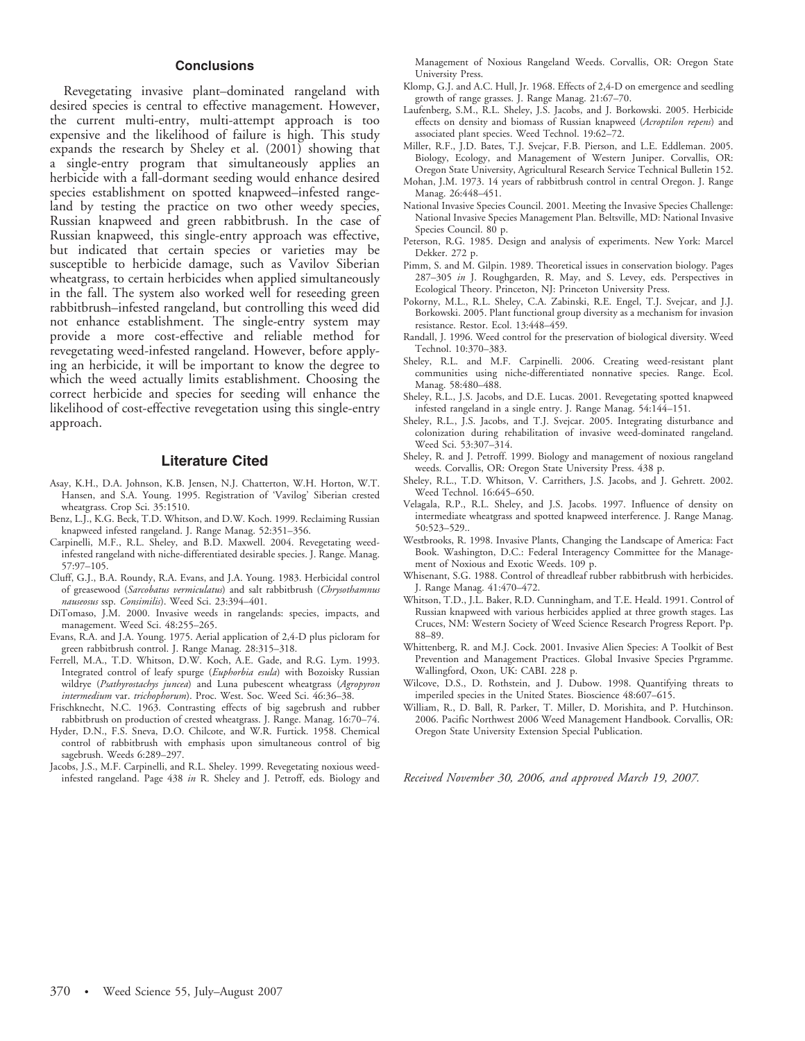## Conclusions

Revegetating invasive plant–dominated rangeland with desired species is central to effective management. However, the current multi-entry, multi-attempt approach is too expensive and the likelihood of failure is high. This study expands the research by Sheley et al. (2001) showing that a single-entry program that simultaneously applies an herbicide with a fall-dormant seeding would enhance desired species establishment on spotted knapweed–infested rangeland by testing the practice on two other weedy species, Russian knapweed and green rabbitbrush. In the case of Russian knapweed, this single-entry approach was effective, but indicated that certain species or varieties may be susceptible to herbicide damage, such as Vavilov Siberian wheatgrass, to certain herbicides when applied simultaneously in the fall. The system also worked well for reseeding green rabbitbrush–infested rangeland, but controlling this weed did not enhance establishment. The single-entry system may provide a more cost-effective and reliable method for revegetating weed-infested rangeland. However, before applying an herbicide, it will be important to know the degree to which the weed actually limits establishment. Choosing the correct herbicide and species for seeding will enhance the likelihood of cost-effective revegetation using this single-entry approach.

## Literature Cited

Asay, K.H., D.A. Johnson, K.B. Jensen, N.J. Chatterton, W.H. Horton, W.T. Hansen, and S.A. Young. 1995. Registration of 'Vavilog' Siberian crested wheatgrass. Crop Sci. 35:1510.

Benz, L.J., K.G. Beck, T.D. Whitson, and D.W. Koch. 1999. Reclaiming Russian knapweed infested rangeland. J. Range Manag. 52:351–356.

Carpinelli, M.F., R.L. Sheley, and B.D. Maxwell. 2004. Revegetating weed-infested rangeland with niche-differentiated desirable species. J. Range. Manag. 57:97–105.

Cluff, G.J., B.A. Roundy, R.A. Evans, and J.A. Young. 1983. Herbicidal control of greasewood (*Sarcobatus vermiculatus*) and salt rabbitbrush (*Chrysothamnus nauseosus* ssp. *Consimilis*). Weed Sci. 23:394–401.

DiTomaso, J.M. 2000. Invasive weeds in rangelands: species, impacts, and management. Weed Sci. 48:255–265.

Evans, R.A. and J.A. Young. 1975. Aerial application of 2,4-D plus picloram for green rabbitbrush control. J. Range Manag. 28:315–318.

Ferrell, M.A., T.D. Whitson, D.W. Koch, A.E. Gade, and R.G. Lym. 1993. Integrated control of leafy spurge (*Euphorbia esula*) with Bozoisky Russian wildrye (*Psathyrostachys juncea*) and Luna pubescent wheatgrass (*Agropyron intermedium* var. *trichophorum*). Proc. West. Soc. Weed Sci. 46:36–38.

Frischknecht, N.C. 1963. Contrasting effects of big sagebrush and rubber rabbitbrush on production of crested wheatgrass. J. Range. Manag. 16:70–74.

Hyder, D.N., F.S. Sneva, D.O. Chilcote, and W.R. Furtick. 1958. Chemical control of rabbitbrush with emphasis upon simultaneous control of big sagebrush. Weeds 6:289–297.

Jacobs, J.S., M.F. Carpinelli, and R.L. Sheley. 1999. Revegetating noxious weed-infested rangeland. Page 438 *in* R. Sheley and J. Petroff, eds. Biology and Management of Noxious Rangeland Weeds. Corvallis, OR: Oregon State University Press.

Klomp, G.J. and A.C. Hull, Jr. 1968. Effects of 2,4-D on emergence and seedling growth of range grasses. J. Range Manag. 21:67–70.

Laufenberg, S.M., R.L. Sheley, J.S. Jacobs, and J. Borkowski. 2005. Herbicide effects on density and biomass of Russian knapweed (*Acroptilon repens*) and associated plant species. Weed Technol. 19:62–72.

Miller, R.F., J.D. Bates, T.J. Svejcar, F.B. Pierson, and L.E. Eddleman. 2005. Biology, Ecology, and Management of Western Juniper. Corvallis, OR: Oregon State University, Agricultural Research Service Technical Bulletin 152.

Mohan, J.M. 1973. 14 years of rabbitbrush control in central Oregon. J. Range Manag. 26:448–451.

National Invasive Species Council. 2001. Meeting the Invasive Species Challenge: National Invasive Species Management Plan. Beltsville, MD: National Invasive Species Council. 80 p.

Peterson, R.G. 1985. Design and analysis of experiments. New York: Marcel Dekker. 272 p.

Pimm, S. and M. Gilpin. 1989. Theoretical issues in conservation biology. Pages 287–305 *in* J. Roughgarden, R. May, and S. Levey, eds. Perspectives in Ecological Theory. Princeton, NJ: Princeton University Press.

Pokorny, M.L., R.L. Sheley, C.A. Zabinski, R.E. Engel, T.J. Svejcar, and J.J. Borkowski. 2005. Plant functional group diversity as a mechanism for invasion resistance. Restor. Ecol. 13:448–459.

Randall, J. 1996. Weed control for the preservation of biological diversity. Weed Technol. 10:370–383.

Sheley, R.L. and M.F. Carpinelli. 2006. Creating weed-resistant plant communities using niche-differentiated nonnative species. Range. Ecol. Manag. 58:480–488.

Sheley, R.L., J.S. Jacobs, and D.E. Lucas. 2001. Revegetating spotted knapweed infested rangeland in a single entry. J. Range Manag. 54:144–151.

Sheley, R.L., J.S. Jacobs, and T.J. Svejcar. 2005. Integrating disturbance and colonization during rehabilitation of invasive weed-dominated rangeland. Weed Sci. 53:307–314.

Sheley, R. and J. Petroff. 1999. Biology and management of noxious rangeland weeds. Corvallis, OR: Oregon State University Press. 438 p.

Sheley, R.L., T.D. Whitson, V. Carrithers, J.S. Jacobs, and J. Gehrett. 2002. Weed Technol. 16:645–650.

Velagala, R.P., R.L. Sheley, and J.S. Jacobs. 1997. Influence of density on intermediate wheatgrass and spotted knapweed interference. J. Range Manag. 50:523–529..

Westbrooks, R. 1998. Invasive Plants, Changing the Landscape of America: Fact Book. Washington, D.C.: Federal Interagency Committee for the Management of Noxious and Exotic Weeds. 109 p.

Whisenant, S.G. 1988. Control of threadleaf rubber rabbitbrush with herbicides. J. Range Manag. 41:470–472.

Whitson, T.D., J.L. Baker, R.D. Cunningham, and T.E. Heald. 1991. Control of Russian knapweed with various herbicides applied at three growth stages. Las Cruces, NM: Western Society of Weed Science Research Progress Report. Pp. 88–89.

Whittenberg, R. and M.J. Cock. 2001. Invasive Alien Species: A Toolkit of Best Prevention and Management Practices. Global Invasive Species Prgramme. Wallingford, Oxon, UK: CABI. 228 p.

Wilcove, D.S., D. Rothstein, and J. Dubow. 1998. Quantifying threats to imperiled species in the United States. Bioscience 48:607–615.

William, R., D. Ball, R. Parker, T. Miller, D. Morishita, and P. Hutchinson. 2006. Pacific Northwest 2006 Weed Management Handbook. Corvallis, OR: Oregon State University Extension Special Publication.

*Received November 30, 2006, and approved March 19, 2007.*